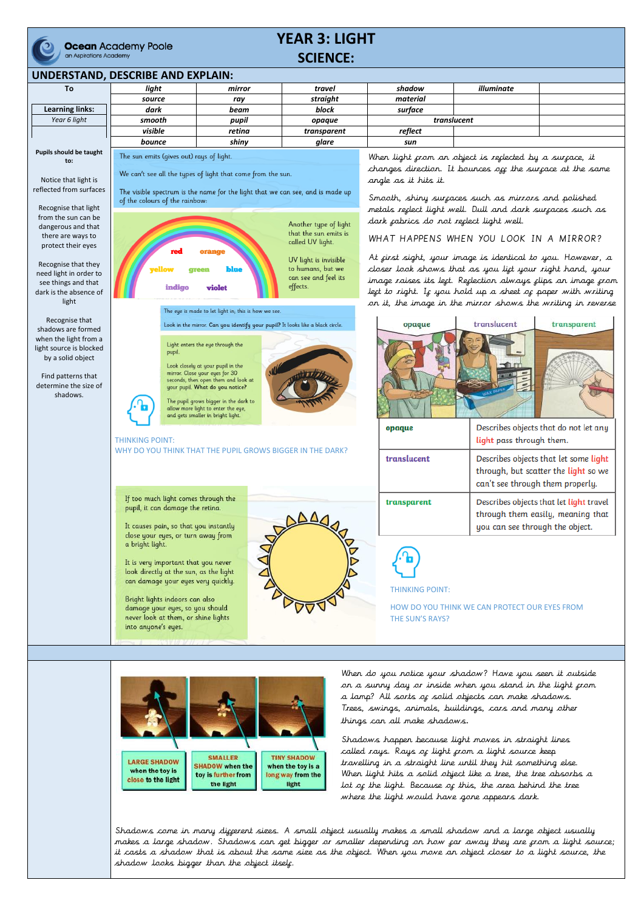Ocean Academy Poole
an Aspirations Academy

# YEAR 3: LIGHT
# SCIENCE:

## UNDERSTAND, DESCRIBE AND EXPLAIN:

**To**

**Learning links:**
*Year 6 light*

| light | mirror | travel | shadow | illuminate | |
|---|---|---|---|---|---|
| source | ray | straight | material | | |
| dark | beam | block | surface | | |
| smooth | pupil | opaque | translucent | | |
| visible | retina | transparent | reflect | | |
| bounce | shiny | glare | sun | | |

**Pupils should be taught to:**

- Notice that light is reflected from surfaces
- Recognise that light from the sun can be dangerous and that there are ways to protect their eyes
- Recognise that they need light in order to see things and that dark is the absence of light
- Recognise that shadows are formed when the light from a light source is blocked by a solid object
- Find patterns that determine the size of shadows.

The sun emits (gives out) rays of light.

We can't see all the types of light that come from the sun.

The visible spectrum is the name for the light that we can see, and is made up of the colours of the rainbow:

red, orange, yellow, green, blue, indigo, violet

Another type of light that the sun emits is called UV light.

UV light is invisible to humans, but we can see and feel its effects.

The eye is made to let light in; this is how we see.

Look in the mirror. Can you identify your pupil? It looks like a black circle.

Light enters the eye through the pupil.

Look closely at your pupil in the mirror. Close your eyes for 30 seconds, then open them and look at your pupil. What do you notice?

The pupil grows bigger in the dark to allow more light to enter the eye, and gets smaller in bright light.

THINKING POINT:
WHY DO YOU THINK THAT THE PUPIL GROWS BIGGER IN THE DARK?

If too much light comes through the pupil, it can damage the retina.

It causes pain, so that you instantly close your eyes, or turn away from a bright light.

It is very important that you never look directly at the sun, as the light can damage your eyes very quickly.

Bright lights indoors can also damage your eyes, so you should never look at them, or shine lights into anyone's eyes.

When light from an object is reflected by a surface, it changes direction. It bounces off the surface at the same angle as it hits it.

Smooth, shiny surfaces such as mirrors and polished metals reflect light well. Dull and dark surfaces such as dark fabrics do not reflect light well.

WHAT HAPPENS WHEN YOU LOOK IN A MIRROR?

At first sight, your image is identical to you. However, a closer look shows that as you lift your right hand, your image raises its left. Reflection always flips an image from left to right. If you hold up a sheet of paper with writing on it, the image in the mirror shows the writing in reverse.

opaque | translucent | transparent

| | |
|---|---|
| **opaque** | Describes objects that do not let any light pass through them. |
| **translucent** | Describes objects that let some light through, but scatter the light so we can't see through them properly. |
| **transparent** | Describes objects that let light travel through them easily, meaning that you can see through the object. |

THINKING POINT:

HOW DO YOU THINK WE CAN PROTECT OUR EYES FROM THE SUN'S RAYS?

LARGE SHADOW when the toy is close to the light | SMALLER SHADOW when the toy is further from the light | TINY SHADOW when the toy is a long way from the light

When do you notice your shadow? Have you seen it outside on a sunny day or inside when you stand in the light from a lamp? All sorts of solid objects can make shadows. Trees, swings, animals, buildings, cars and many other things can all make shadows.

Shadows happen because light moves in straight lines called rays. Rays of light from a light source keep travelling in a straight line until they hit something else. When light hits a solid object like a tree, the tree absorbs a lot of the light. Because of this, the area behind the tree where the light would have gone appears dark.

Shadows come in many different sizes. A small object usually makes a small shadow and a large object usually makes a large shadow. Shadows can get bigger or smaller depending on how far away they are from a light source; it casts a shadow that is about the same size as the object. When you move an object closer to a light source, the shadow looks bigger than the object itself.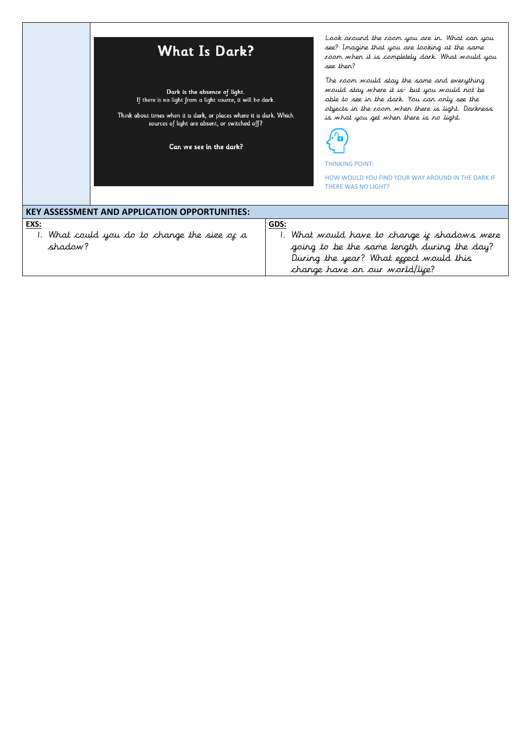## What Is Dark?

**Dark is the absence of light.**
If there is no light from a light source, it will be dark.

Think about times when it is dark, or places where it is dark. Which sources of light are absent, or switched off?

**Can we see in the dark?**

Look around the room you are in. What can you see? Imagine that you are looking at the same room when it is completely dark. What would you see then?

The room would stay the same and everything would stay where it is- but you would not be able to see in the dark. You can only see the objects in the room when there is light. Darkness is what you get when there is no light.

THINKING POINT:

HOW WOULD YOU FIND YOUR WAY AROUND IN THE DARK IF THERE WAS NO LIGHT?

**KEY ASSESSMENT AND APPLICATION OPPORTUNITIES:**

| EXS: | GDS: |
| --- | --- |
| 1. What could you do to change the size of a shadow? | 1. What would have to change if shadows were going to be the same length during the day? During the year? What effect would this change have on our world/life? |